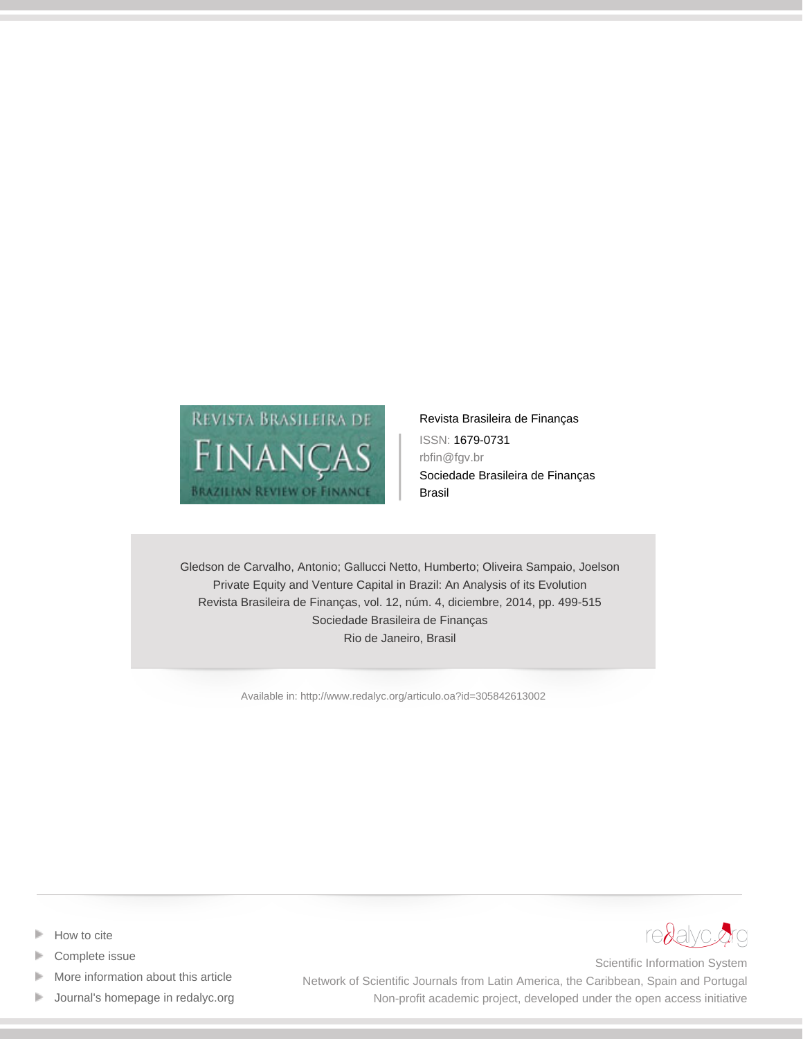Revista Brasileira de Finanças

ISSN: 1679-0731

rbfin@fgv.br

Sociedade Brasileira de Finanças

Brasil

Gledson de Carvalho, Antonio; Gallucci Netto, Humberto; Oliveira Sampaio, Joelson

Private Equity and Venture Capital in Brazil: An Analysis of its Evolution

Revista Brasileira de Finanças, vol. 12, núm. 4, diciembre, 2014, pp. 499-515

Sociedade Brasileira de Finanças

Rio de Janeiro, Brasil

Available in: http://www.redalyc.org/articulo.oa?id=305842613002

- How to cite
- Complete issue
- More information about this article
- Journal's homepage in redalyc.org

redalyc.org

Scientific Information System

Network of Scientific Journals from Latin America, the Caribbean, Spain and Portugal

Non-profit academic project, developed under the open access initiative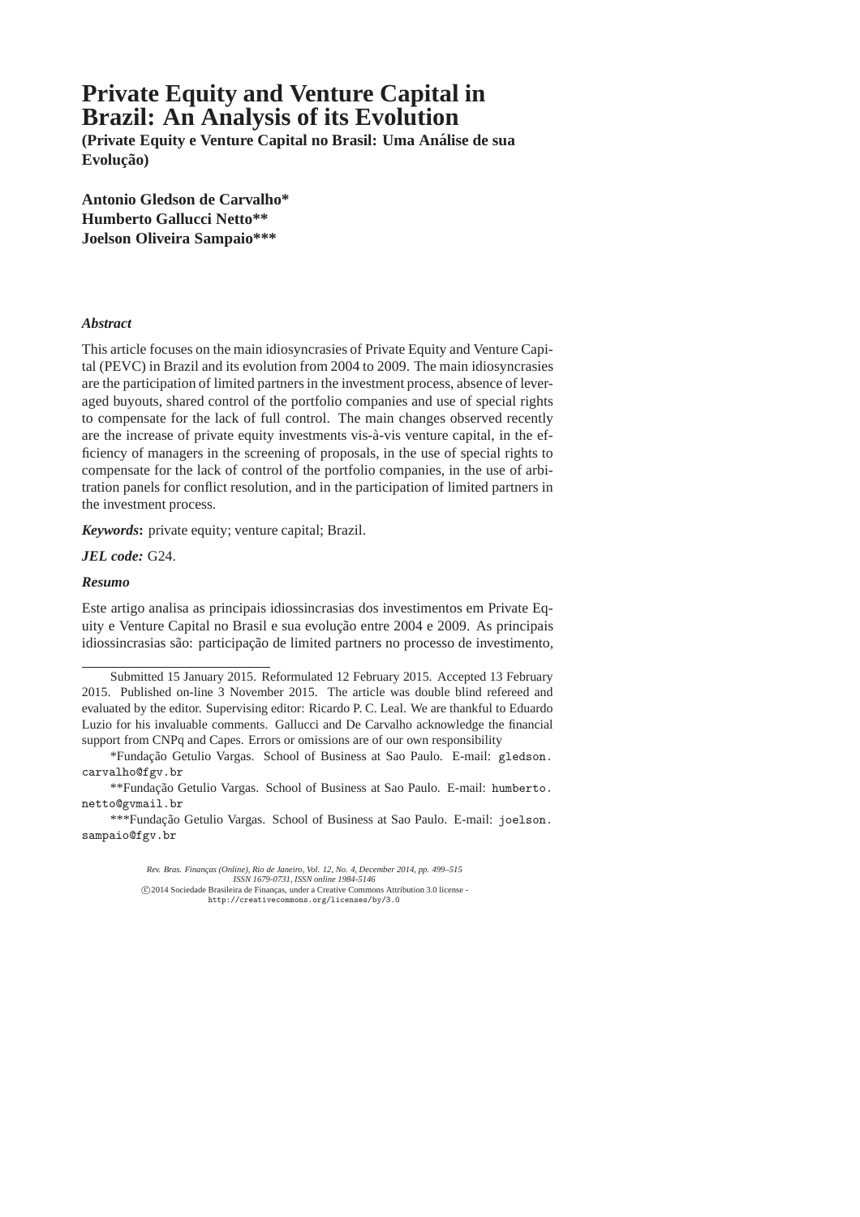# Private Equity and Venture Capital in Brazil: An Analysis of its Evolution

**(Private Equity e Venture Capital no Brasil: Uma Análise de sua Evolução)**

**Antonio Gledson de Carvalho***
**Humberto Gallucci Netto****
**Joelson Oliveira Sampaio*****

***Abstract***

This article focuses on the main idiosyncrasies of Private Equity and Venture Capital (PEVC) in Brazil and its evolution from 2004 to 2009. The main idiosyncrasies are the participation of limited partners in the investment process, absence of leveraged buyouts, shared control of the portfolio companies and use of special rights to compensate for the lack of full control. The main changes observed recently are the increase of private equity investments vis-à-vis venture capital, in the efficiency of managers in the screening of proposals, in the use of special rights to compensate for the lack of control of the portfolio companies, in the use of arbitration panels for conflict resolution, and in the participation of limited partners in the investment process.

***Keywords*:** private equity; venture capital; Brazil.

***JEL code:*** G24.

***Resumo***

Este artigo analisa as principais idiossincrasias dos investimentos em Private Equity e Venture Capital no Brasil e sua evolução entre 2004 e 2009. As principais idiossincrasias são: participação de limited partners no processo de investimento,

---

Submitted 15 January 2015. Reformulated 12 February 2015. Accepted 13 February 2015. Published on-line 3 November 2015. The article was double blind refereed and evaluated by the editor. Supervising editor: Ricardo P. C. Leal. We are thankful to Eduardo Luzio for his invaluable comments. Gallucci and De Carvalho acknowledge the financial support from CNPq and Capes. Errors or omissions are of our own responsibility

*Fundação Getulio Vargas. School of Business at Sao Paulo. E-mail: gledson.carvalho@fgv.br

**Fundação Getulio Vargas. School of Business at Sao Paulo. E-mail: humberto.netto@gvmail.br

***Fundação Getulio Vargas. School of Business at Sao Paulo. E-mail: joelson.sampaio@fgv.br

Rev. Bras. Finanças (Online), Rio de Janeiro, Vol. 12, No. 4, December 2014, pp. 499–515
ISSN 1679-0731, ISSN online 1984-5146
©2014 Sociedade Brasileira de Finanças, under a Creative Commons Attribution 3.0 license - http://creativecommons.org/licenses/by/3.0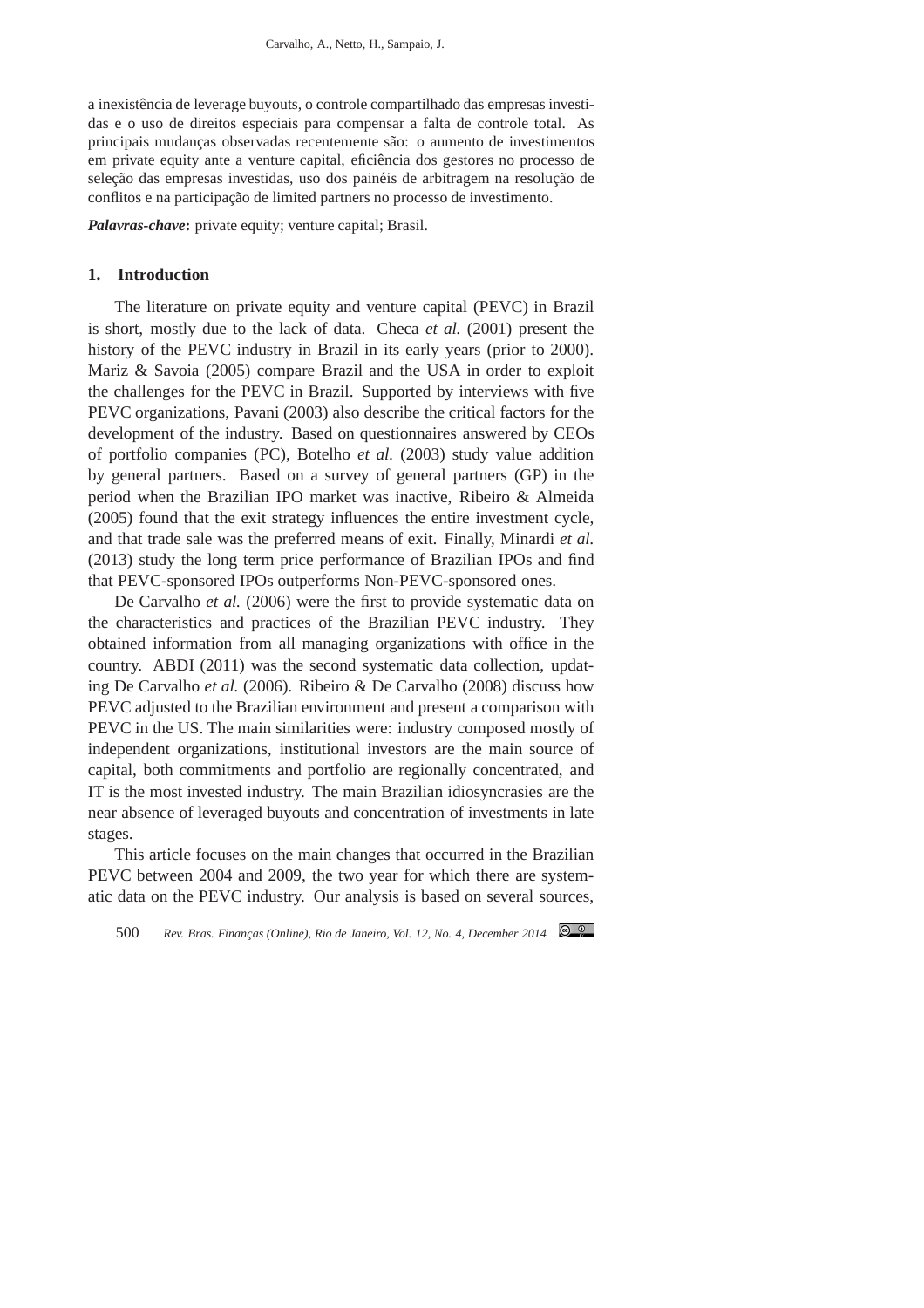a inexistência de leverage buyouts, o controle compartilhado das empresas investidas e o uso de direitos especiais para compensar a falta de controle total. As principais mudanças observadas recentemente são: o aumento de investimentos em private equity ante a venture capital, eficiência dos gestores no processo de seleção das empresas investidas, uso dos painéis de arbitragem na resolução de conflitos e na participação de limited partners no processo de investimento.

***Palavras-chave*:** private equity; venture capital; Brasil.

## 1. Introduction

The literature on private equity and venture capital (PEVC) in Brazil is short, mostly due to the lack of data. Checa *et al.* (2001) present the history of the PEVC industry in Brazil in its early years (prior to 2000). Mariz & Savoia (2005) compare Brazil and the USA in order to exploit the challenges for the PEVC in Brazil. Supported by interviews with five PEVC organizations, Pavani (2003) also describe the critical factors for the development of the industry. Based on questionnaires answered by CEOs of portfolio companies (PC), Botelho *et al.* (2003) study value addition by general partners. Based on a survey of general partners (GP) in the period when the Brazilian IPO market was inactive, Ribeiro & Almeida (2005) found that the exit strategy influences the entire investment cycle, and that trade sale was the preferred means of exit. Finally, Minardi *et al.* (2013) study the long term price performance of Brazilian IPOs and find that PEVC-sponsored IPOs outperforms Non-PEVC-sponsored ones.

De Carvalho *et al.* (2006) were the first to provide systematic data on the characteristics and practices of the Brazilian PEVC industry. They obtained information from all managing organizations with office in the country. ABDI (2011) was the second systematic data collection, updating De Carvalho *et al.* (2006). Ribeiro & De Carvalho (2008) discuss how PEVC adjusted to the Brazilian environment and present a comparison with PEVC in the US. The main similarities were: industry composed mostly of independent organizations, institutional investors are the main source of capital, both commitments and portfolio are regionally concentrated, and IT is the most invested industry. The main Brazilian idiosyncrasies are the near absence of leveraged buyouts and concentration of investments in late stages.

This article focuses on the main changes that occurred in the Brazilian PEVC between 2004 and 2009, the two year for which there are systematic data on the PEVC industry. Our analysis is based on several sources,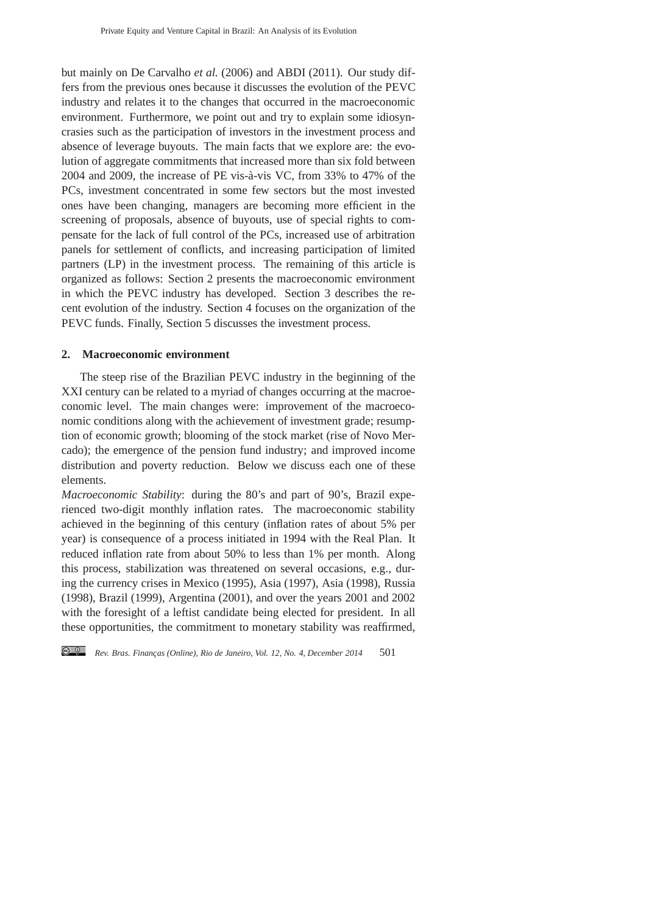but mainly on De Carvalho *et al.* (2006) and ABDI (2011). Our study differs from the previous ones because it discusses the evolution of the PEVC industry and relates it to the changes that occurred in the macroeconomic environment. Furthermore, we point out and try to explain some idiosyncrasies such as the participation of investors in the investment process and absence of leverage buyouts. The main facts that we explore are: the evolution of aggregate commitments that increased more than six fold between 2004 and 2009, the increase of PE vis-à-vis VC, from 33% to 47% of the PCs, investment concentrated in some few sectors but the most invested ones have been changing, managers are becoming more efficient in the screening of proposals, absence of buyouts, use of special rights to compensate for the lack of full control of the PCs, increased use of arbitration panels for settlement of conflicts, and increasing participation of limited partners (LP) in the investment process. The remaining of this article is organized as follows: Section 2 presents the macroeconomic environment in which the PEVC industry has developed. Section 3 describes the recent evolution of the industry. Section 4 focuses on the organization of the PEVC funds. Finally, Section 5 discusses the investment process.

## 2. Macroeconomic environment

The steep rise of the Brazilian PEVC industry in the beginning of the XXI century can be related to a myriad of changes occurring at the macroeconomic level. The main changes were: improvement of the macroeconomic conditions along with the achievement of investment grade; resumption of economic growth; blooming of the stock market (rise of Novo Mercado); the emergence of the pension fund industry; and improved income distribution and poverty reduction. Below we discuss each one of these elements.

*Macroeconomic Stability*: during the 80's and part of 90's, Brazil experienced two-digit monthly inflation rates. The macroeconomic stability achieved in the beginning of this century (inflation rates of about 5% per year) is consequence of a process initiated in 1994 with the Real Plan. It reduced inflation rate from about 50% to less than 1% per month. Along this process, stabilization was threatened on several occasions, e.g., during the currency crises in Mexico (1995), Asia (1997), Asia (1998), Russia (1998), Brazil (1999), Argentina (2001), and over the years 2001 and 2002 with the foresight of a leftist candidate being elected for president. In all these opportunities, the commitment to monetary stability was reaffirmed,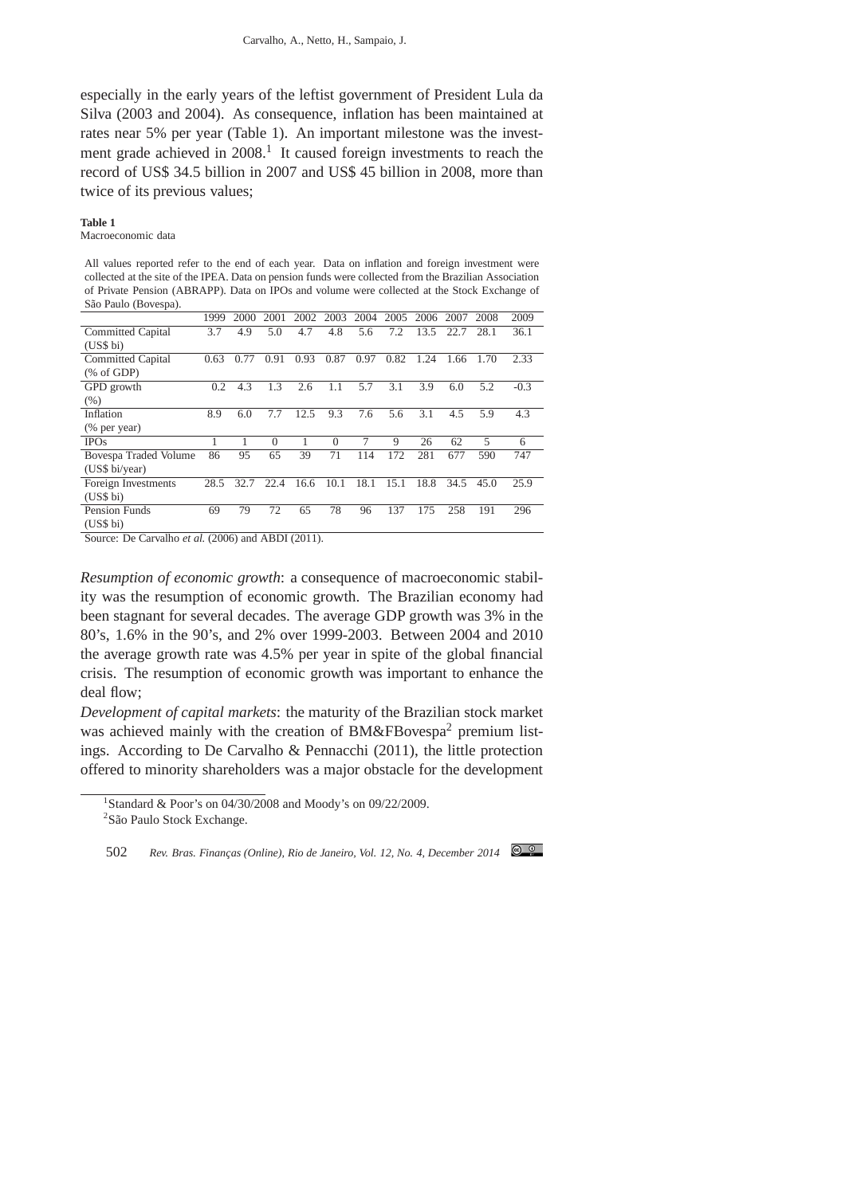especially in the early years of the leftist government of President Lula da Silva (2003 and 2004). As consequence, inflation has been maintained at rates near 5% per year (Table 1). An important milestone was the investment grade achieved in 2008.[1] It caused foreign investments to reach the record of US$ 34.5 billion in 2007 and US$ 45 billion in 2008, more than twice of its previous values;

**Table 1**
Macroeconomic data

All values reported refer to the end of each year. Data on inflation and foreign investment were collected at the site of the IPEA. Data on pension funds were collected from the Brazilian Association of Private Pension (ABRAPP). Data on IPOs and volume were collected at the Stock Exchange of São Paulo (Bovespa).

| | 1999 | 2000 | 2001 | 2002 | 2003 | 2004 | 2005 | 2006 | 2007 | 2008 | 2009 |
|---|---|---|---|---|---|---|---|---|---|---|---|
| Committed Capital (US$ bi) | 3.7 | 4.9 | 5.0 | 4.7 | 4.8 | 5.6 | 7.2 | 13.5 | 22.7 | 28.1 | 36.1 |
| Committed Capital (% of GDP) | 0.63 | 0.77 | 0.91 | 0.93 | 0.87 | 0.97 | 0.82 | 1.24 | 1.66 | 1.70 | 2.33 |
| GPD growth (%) | 0.2 | 4.3 | 1.3 | 2.6 | 1.1 | 5.7 | 3.1 | 3.9 | 6.0 | 5.2 | -0.3 |
| Inflation (% per year) | 8.9 | 6.0 | 7.7 | 12.5 | 9.3 | 7.6 | 5.6 | 3.1 | 4.5 | 5.9 | 4.3 |
| IPOs | 1 | 1 | 0 | 1 | 0 | 7 | 9 | 26 | 62 | 5 | 6 |
| Bovespa Traded Volume (US$ bi/year) | 86 | 95 | 65 | 39 | 71 | 114 | 172 | 281 | 677 | 590 | 747 |
| Foreign Investments (US$ bi) | 28.5 | 32.7 | 22.4 | 16.6 | 10.1 | 18.1 | 15.1 | 18.8 | 34.5 | 45.0 | 25.9 |
| Pension Funds (US$ bi) | 69 | 79 | 72 | 65 | 78 | 96 | 137 | 175 | 258 | 191 | 296 |

Source: De Carvalho *et al.* (2006) and ABDI (2011).

*Resumption of economic growth*: a consequence of macroeconomic stability was the resumption of economic growth. The Brazilian economy had been stagnant for several decades. The average GDP growth was 3% in the 80's, 1.6% in the 90's, and 2% over 1999-2003. Between 2004 and 2010 the average growth rate was 4.5% per year in spite of the global financial crisis. The resumption of economic growth was important to enhance the deal flow;

*Development of capital markets*: the maturity of the Brazilian stock market was achieved mainly with the creation of BM&FBovespa[2] premium listings. According to De Carvalho & Pennacchi (2011), the little protection offered to minority shareholders was a major obstacle for the development

[1] Standard & Poor's on 04/30/2008 and Moody's on 09/22/2009.

[2] São Paulo Stock Exchange.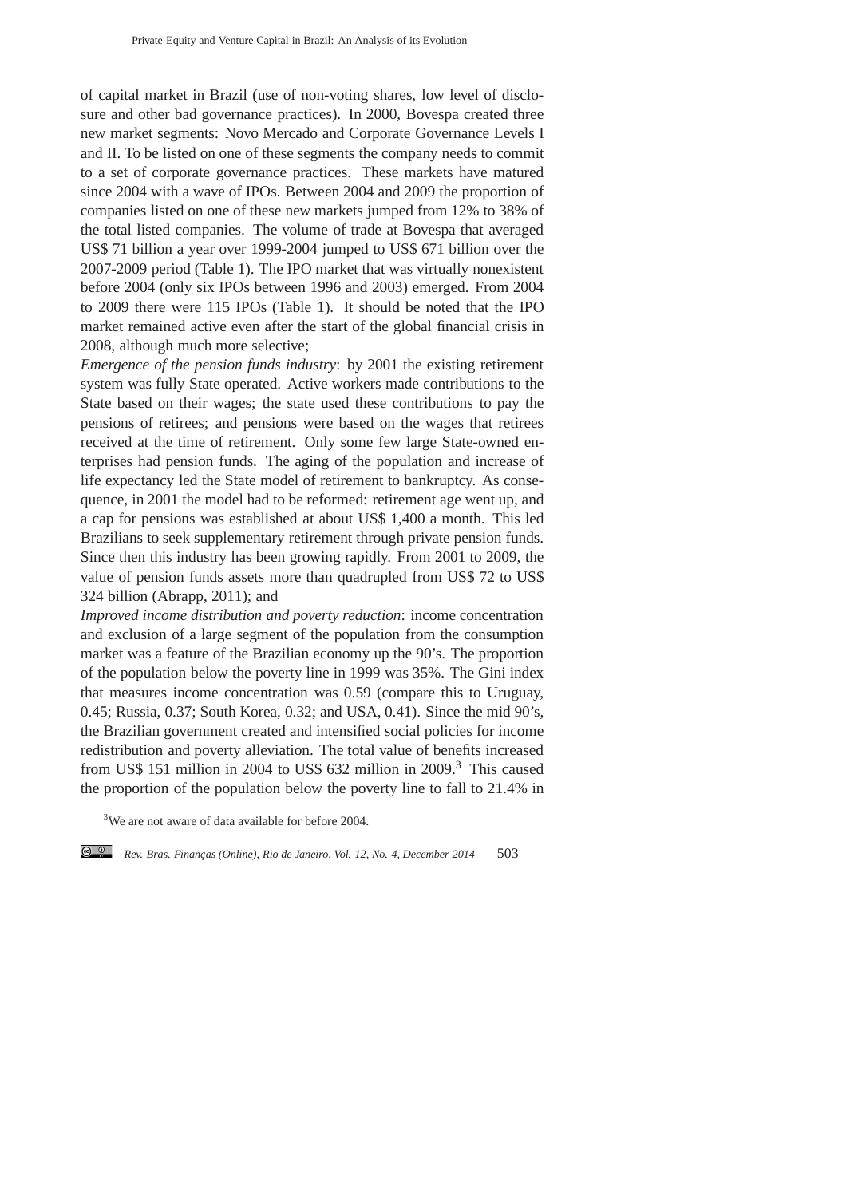of capital market in Brazil (use of non-voting shares, low level of disclosure and other bad governance practices). In 2000, Bovespa created three new market segments: Novo Mercado and Corporate Governance Levels I and II. To be listed on one of these segments the company needs to commit to a set of corporate governance practices. These markets have matured since 2004 with a wave of IPOs. Between 2004 and 2009 the proportion of companies listed on one of these new markets jumped from 12% to 38% of the total listed companies. The volume of trade at Bovespa that averaged US$ 71 billion a year over 1999-2004 jumped to US$ 671 billion over the 2007-2009 period (Table 1). The IPO market that was virtually nonexistent before 2004 (only six IPOs between 1996 and 2003) emerged. From 2004 to 2009 there were 115 IPOs (Table 1). It should be noted that the IPO market remained active even after the start of the global financial crisis in 2008, although much more selective;

*Emergence of the pension funds industry*: by 2001 the existing retirement system was fully State operated. Active workers made contributions to the State based on their wages; the state used these contributions to pay the pensions of retirees; and pensions were based on the wages that retirees received at the time of retirement. Only some few large State-owned enterprises had pension funds. The aging of the population and increase of life expectancy led the State model of retirement to bankruptcy. As consequence, in 2001 the model had to be reformed: retirement age went up, and a cap for pensions was established at about US$ 1,400 a month. This led Brazilians to seek supplementary retirement through private pension funds. Since then this industry has been growing rapidly. From 2001 to 2009, the value of pension funds assets more than quadrupled from US$ 72 to US$ 324 billion (Abrapp, 2011); and

*Improved income distribution and poverty reduction*: income concentration and exclusion of a large segment of the population from the consumption market was a feature of the Brazilian economy up the 90's. The proportion of the population below the poverty line in 1999 was 35%. The Gini index that measures income concentration was 0.59 (compare this to Uruguay, 0.45; Russia, 0.37; South Korea, 0.32; and USA, 0.41). Since the mid 90's, the Brazilian government created and intensified social policies for income redistribution and poverty alleviation. The total value of benefits increased from US$ 151 million in 2004 to US$ 632 million in 2009.[3] This caused the proportion of the population below the poverty line to fall to 21.4% in

[3] We are not aware of data available for before 2004.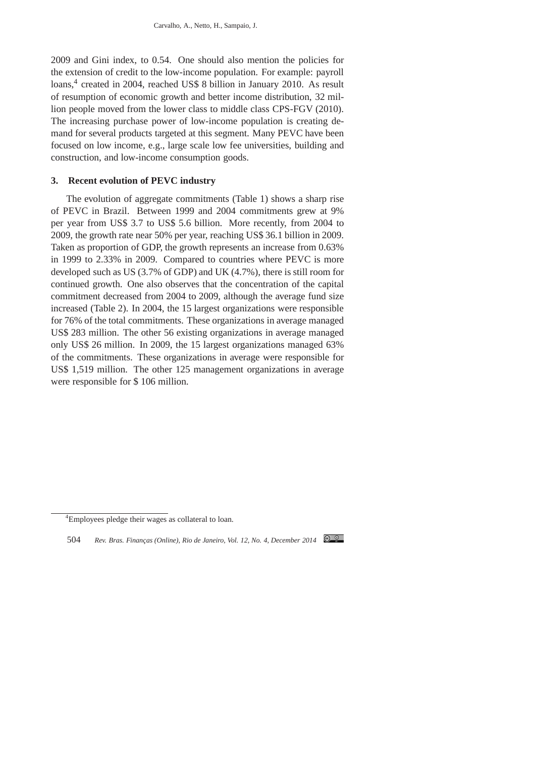2009 and Gini index, to 0.54. One should also mention the policies for the extension of credit to the low-income population. For example: payroll loans,[4] created in 2004, reached US$ 8 billion in January 2010. As result of resumption of economic growth and better income distribution, 32 million people moved from the lower class to middle class CPS-FGV (2010). The increasing purchase power of low-income population is creating demand for several products targeted at this segment. Many PEVC have been focused on low income, e.g., large scale low fee universities, building and construction, and low-income consumption goods.

## 3. Recent evolution of PEVC industry

The evolution of aggregate commitments (Table 1) shows a sharp rise of PEVC in Brazil. Between 1999 and 2004 commitments grew at 9% per year from US$ 3.7 to US$ 5.6 billion. More recently, from 2004 to 2009, the growth rate near 50% per year, reaching US$ 36.1 billion in 2009. Taken as proportion of GDP, the growth represents an increase from 0.63% in 1999 to 2.33% in 2009. Compared to countries where PEVC is more developed such as US (3.7% of GDP) and UK (4.7%), there is still room for continued growth. One also observes that the concentration of the capital commitment decreased from 2004 to 2009, although the average fund size increased (Table 2). In 2004, the 15 largest organizations were responsible for 76% of the total commitments. These organizations in average managed US$ 283 million. The other 56 existing organizations in average managed only US$ 26 million. In 2009, the 15 largest organizations managed 63% of the commitments. These organizations in average were responsible for US$ 1,519 million. The other 125 management organizations in average were responsible for $ 106 million.

[4] Employees pledge their wages as collateral to loan.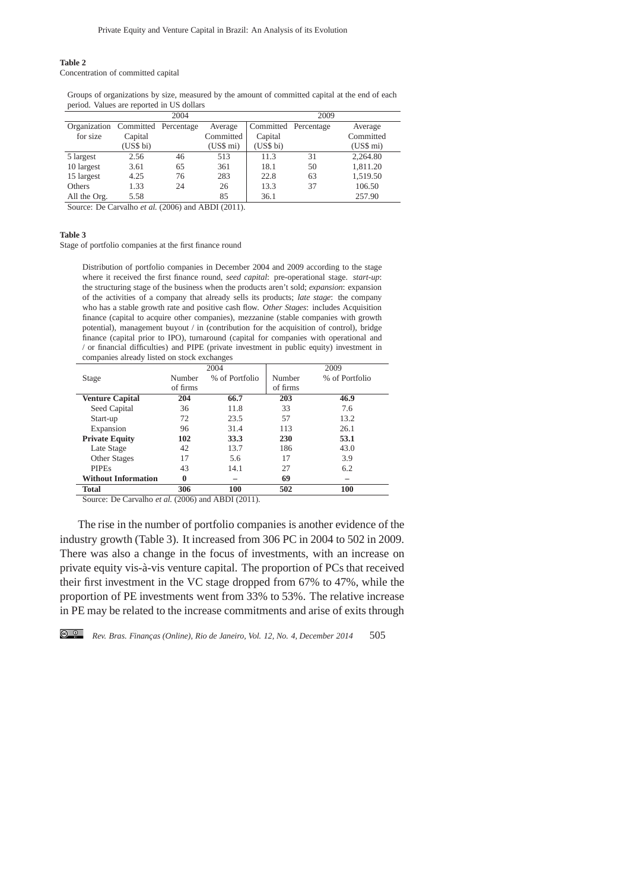**Table 2**
Concentration of committed capital

Groups of organizations by size, measured by the amount of committed capital at the end of each period. Values are reported in US dollars

| | 2004 | | | 2009 | | |
|---|---|---|---|---|---|---|
| Organization for size | Committed Capital (US$ bi) | Percentage | Average Committed (US$ mi) | Committed Capital (US$ bi) | Percentage | Average Committed (US$ mi) |
| 5 largest | 2.56 | 46 | 513 | 11.3 | 31 | 2,264.80 |
| 10 largest | 3.61 | 65 | 361 | 18.1 | 50 | 1,811.20 |
| 15 largest | 4.25 | 76 | 283 | 22.8 | 63 | 1,519.50 |
| Others | 1.33 | 24 | 26 | 13.3 | 37 | 106.50 |
| All the Org. | 5.58 | | 85 | 36.1 | | 257.90 |

Source: De Carvalho *et al.* (2006) and ABDI (2011).

**Table 3**
Stage of portfolio companies at the first finance round

Distribution of portfolio companies in December 2004 and 2009 according to the stage where it received the first finance round, *seed capital*: pre-operational stage. *start-up*: the structuring stage of the business when the products aren't sold; *expansion*: expansion of the activities of a company that already sells its products; *late stage*: the company who has a stable growth rate and positive cash flow. *Other Stages*: includes Acquisition finance (capital to acquire other companies), mezzanine (stable companies with growth potential), management buyout / in (contribution for the acquisition of control), bridge finance (capital prior to IPO), turnaround (capital for companies with operational and / or financial difficulties) and PIPE (private investment in public equity) investment in companies already listed on stock exchanges

| | 2004 | | 2009 | |
|---|---|---|---|---|
| Stage | Number of firms | % of Portfolio | Number of firms | % of Portfolio |
| **Venture Capital** | **204** | **66.7** | **203** | **46.9** |
| Seed Capital | 36 | 11.8 | 33 | 7.6 |
| Start-up | 72 | 23.5 | 57 | 13.2 |
| Expansion | 96 | 31.4 | 113 | 26.1 |
| **Private Equity** | **102** | **33.3** | **230** | **53.1** |
| Late Stage | 42 | 13.7 | 186 | 43.0 |
| Other Stages | 17 | 5.6 | 17 | 3.9 |
| PIPEs | 43 | 14.1 | 27 | 6.2 |
| **Without Information** | **0** | – | **69** | – |
| **Total** | **306** | **100** | **502** | **100** |

Source: De Carvalho *et al.* (2006) and ABDI (2011).

The rise in the number of portfolio companies is another evidence of the industry growth (Table 3). It increased from 306 PC in 2004 to 502 in 2009. There was also a change in the focus of investments, with an increase on private equity vis-à-vis venture capital. The proportion of PCs that received their first investment in the VC stage dropped from 67% to 47%, while the proportion of PE investments went from 33% to 53%. The relative increase in PE may be related to the increase commitments and arise of exits through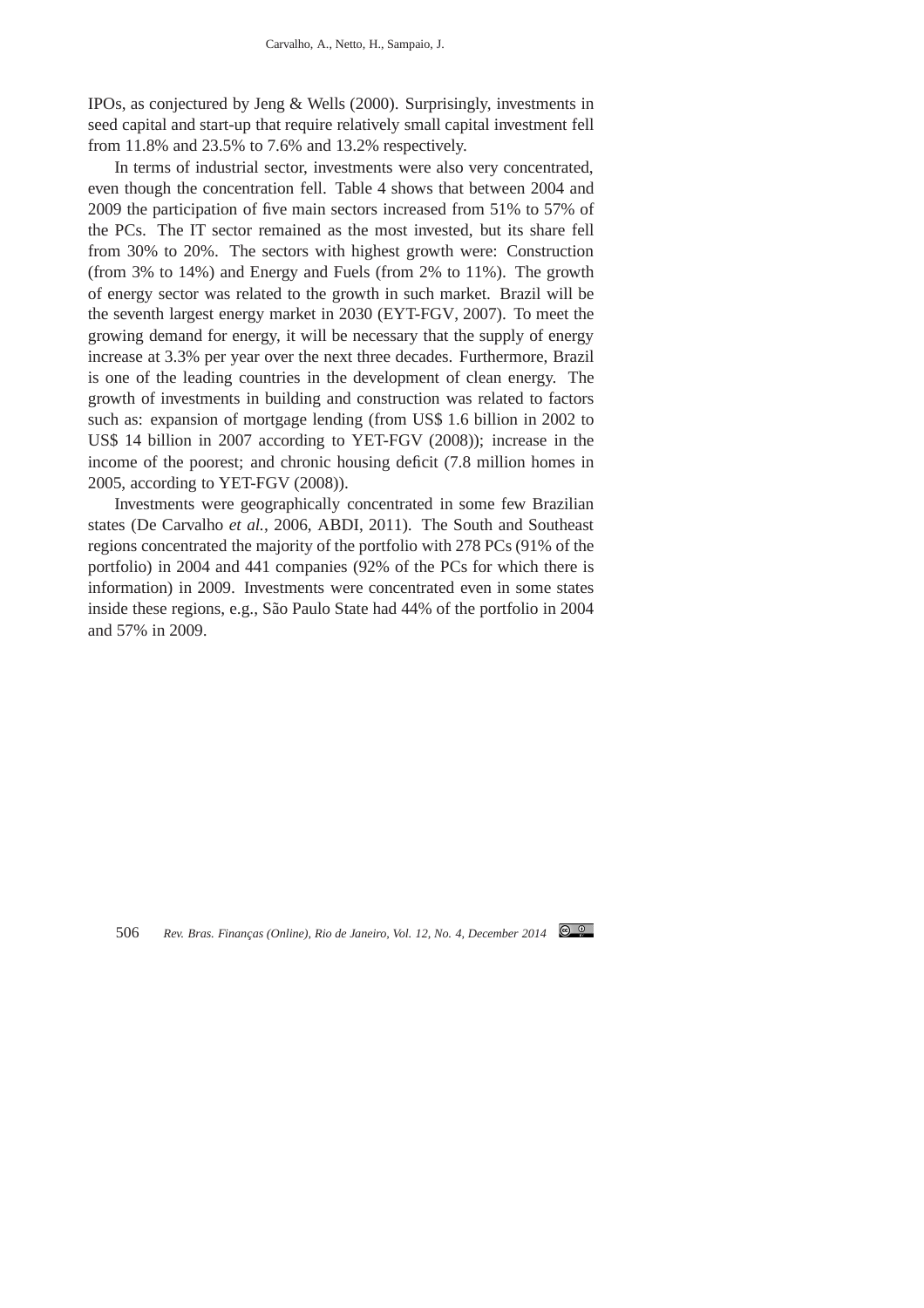IPOs, as conjectured by Jeng & Wells (2000). Surprisingly, investments in seed capital and start-up that require relatively small capital investment fell from 11.8% and 23.5% to 7.6% and 13.2% respectively.

In terms of industrial sector, investments were also very concentrated, even though the concentration fell. Table 4 shows that between 2004 and 2009 the participation of five main sectors increased from 51% to 57% of the PCs. The IT sector remained as the most invested, but its share fell from 30% to 20%. The sectors with highest growth were: Construction (from 3% to 14%) and Energy and Fuels (from 2% to 11%). The growth of energy sector was related to the growth in such market. Brazil will be the seventh largest energy market in 2030 (EYT-FGV, 2007). To meet the growing demand for energy, it will be necessary that the supply of energy increase at 3.3% per year over the next three decades. Furthermore, Brazil is one of the leading countries in the development of clean energy. The growth of investments in building and construction was related to factors such as: expansion of mortgage lending (from US$ 1.6 billion in 2002 to US$ 14 billion in 2007 according to YET-FGV (2008)); increase in the income of the poorest; and chronic housing deficit (7.8 million homes in 2005, according to YET-FGV (2008)).

Investments were geographically concentrated in some few Brazilian states (De Carvalho *et al.*, 2006, ABDI, 2011). The South and Southeast regions concentrated the majority of the portfolio with 278 PCs (91% of the portfolio) in 2004 and 441 companies (92% of the PCs for which there is information) in 2009. Investments were concentrated even in some states inside these regions, e.g., São Paulo State had 44% of the portfolio in 2004 and 57% in 2009.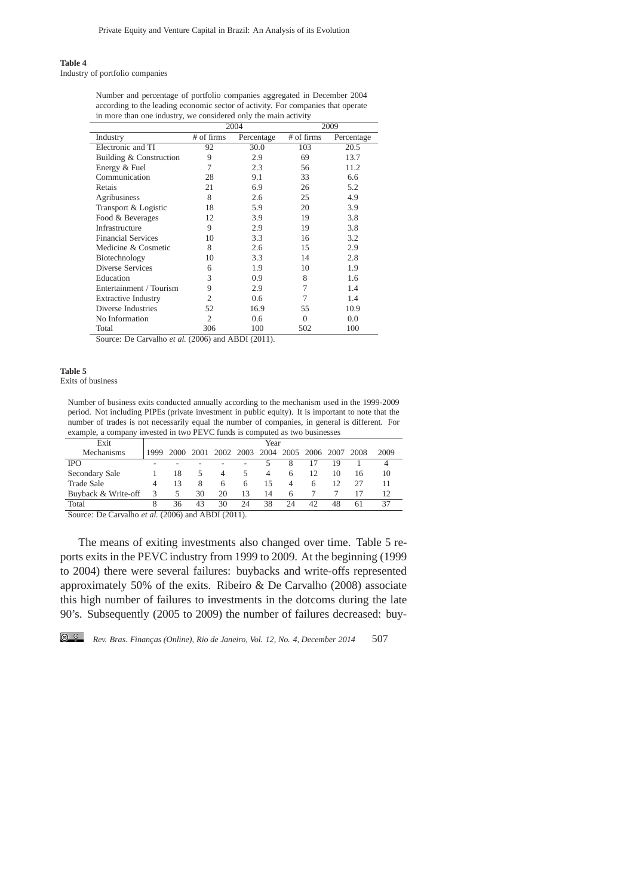**Table 4**
Industry of portfolio companies

Number and percentage of portfolio companies aggregated in December 2004 according to the leading economic sector of activity. For companies that operate in more than one industry, we considered only the main activity

| | 2004 | | 2009 | |
|---|---|---|---|---|
| Industry | # of firms | Percentage | # of firms | Percentage |
| Electronic and TI | 92 | 30.0 | 103 | 20.5 |
| Building & Construction | 9 | 2.9 | 69 | 13.7 |
| Energy & Fuel | 7 | 2.3 | 56 | 11.2 |
| Communication | 28 | 9.1 | 33 | 6.6 |
| Retais | 21 | 6.9 | 26 | 5.2 |
| Agribusiness | 8 | 2.6 | 25 | 4.9 |
| Transport & Logistic | 18 | 5.9 | 20 | 3.9 |
| Food & Beverages | 12 | 3.9 | 19 | 3.8 |
| Infrastructure | 9 | 2.9 | 19 | 3.8 |
| Financial Services | 10 | 3.3 | 16 | 3.2 |
| Medicine & Cosmetic | 8 | 2.6 | 15 | 2.9 |
| Biotechnology | 10 | 3.3 | 14 | 2.8 |
| Diverse Services | 6 | 1.9 | 10 | 1.9 |
| Education | 3 | 0.9 | 8 | 1.6 |
| Entertainment / Tourism | 9 | 2.9 | 7 | 1.4 |
| Extractive Industry | 2 | 0.6 | 7 | 1.4 |
| Diverse Industries | 52 | 16.9 | 55 | 10.9 |
| No Information | 2 | 0.6 | 0 | 0.0 |
| Total | 306 | 100 | 502 | 100 |

Source: De Carvalho *et al.* (2006) and ABDI (2011).

**Table 5**
Exits of business

Number of business exits conducted annually according to the mechanism used in the 1999-2009 period. Not including PIPEs (private investment in public equity). It is important to note that the number of trades is not necessarily equal the number of companies, in general is different. For example, a company invested in two PEVC funds is computed as two businesses

| Exit | Year | | | | | | | | | | |
|---|---|---|---|---|---|---|---|---|---|---|---|
| Mechanisms | 1999 | 2000 | 2001 | 2002 | 2003 | 2004 | 2005 | 2006 | 2007 | 2008 | 2009 |
| IPO | - | - | - | - | - | 5 | 8 | 17 | 19 | 1 | 4 |
| Secondary Sale | 1 | 18 | 5 | 4 | 5 | 4 | 6 | 12 | 10 | 16 | 10 |
| Trade Sale | 4 | 13 | 8 | 6 | 6 | 15 | 4 | 6 | 12 | 27 | 11 |
| Buyback & Write-off | 3 | 5 | 30 | 20 | 13 | 14 | 6 | 7 | 7 | 17 | 12 |
| Total | 8 | 36 | 43 | 30 | 24 | 38 | 24 | 42 | 48 | 61 | 37 |

Source: De Carvalho *et al.* (2006) and ABDI (2011).

The means of exiting investments also changed over time. Table 5 reports exits in the PEVC industry from 1999 to 2009. At the beginning (1999 to 2004) there were several failures: buybacks and write-offs represented approximately 50% of the exits. Ribeiro & De Carvalho (2008) associate this high number of failures to investments in the dotcoms during the late 90's. Subsequently (2005 to 2009) the number of failures decreased: buy-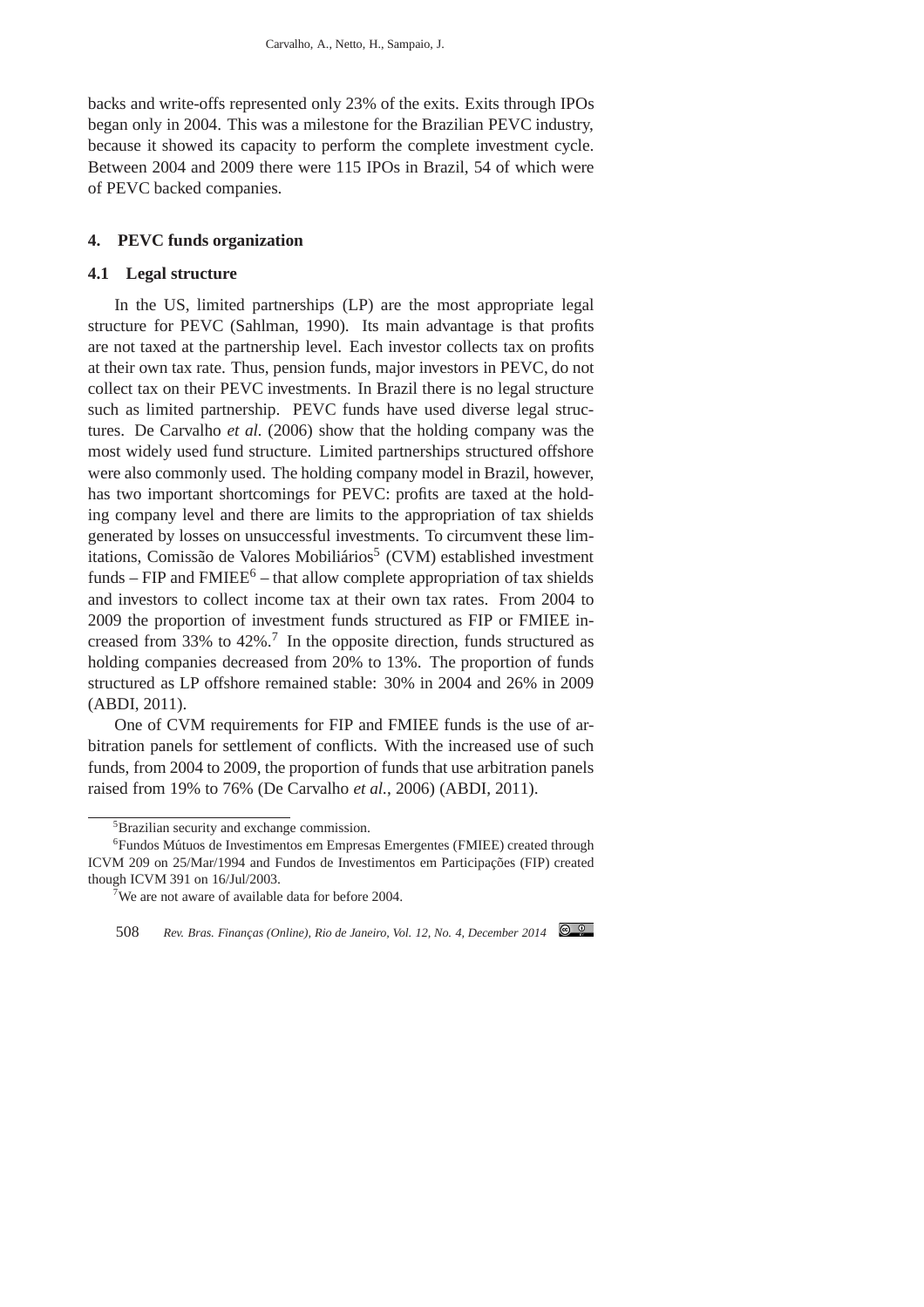backs and write-offs represented only 23% of the exits. Exits through IPOs began only in 2004. This was a milestone for the Brazilian PEVC industry, because it showed its capacity to perform the complete investment cycle. Between 2004 and 2009 there were 115 IPOs in Brazil, 54 of which were of PEVC backed companies.

## 4. PEVC funds organization

### 4.1 Legal structure

In the US, limited partnerships (LP) are the most appropriate legal structure for PEVC (Sahlman, 1990). Its main advantage is that profits are not taxed at the partnership level. Each investor collects tax on profits at their own tax rate. Thus, pension funds, major investors in PEVC, do not collect tax on their PEVC investments. In Brazil there is no legal structure such as limited partnership. PEVC funds have used diverse legal structures. De Carvalho *et al.* (2006) show that the holding company was the most widely used fund structure. Limited partnerships structured offshore were also commonly used. The holding company model in Brazil, however, has two important shortcomings for PEVC: profits are taxed at the holding company level and there are limits to the appropriation of tax shields generated by losses on unsuccessful investments. To circumvent these limitations, Comissão de Valores Mobiliários[5] (CVM) established investment funds – FIP and FMIEE[6] – that allow complete appropriation of tax shields and investors to collect income tax at their own tax rates. From 2004 to 2009 the proportion of investment funds structured as FIP or FMIEE increased from 33% to 42%.[7] In the opposite direction, funds structured as holding companies decreased from 20% to 13%. The proportion of funds structured as LP offshore remained stable: 30% in 2004 and 26% in 2009 (ABDI, 2011).

One of CVM requirements for FIP and FMIEE funds is the use of arbitration panels for settlement of conflicts. With the increased use of such funds, from 2004 to 2009, the proportion of funds that use arbitration panels raised from 19% to 76% (De Carvalho *et al.*, 2006) (ABDI, 2011).

---

[5] Brazilian security and exchange commission.

[6] Fundos Mútuos de Investimentos em Empresas Emergentes (FMIEE) created through ICVM 209 on 25/Mar/1994 and Fundos de Investimentos em Participações (FIP) created though ICVM 391 on 16/Jul/2003.

[7] We are not aware of available data for before 2004.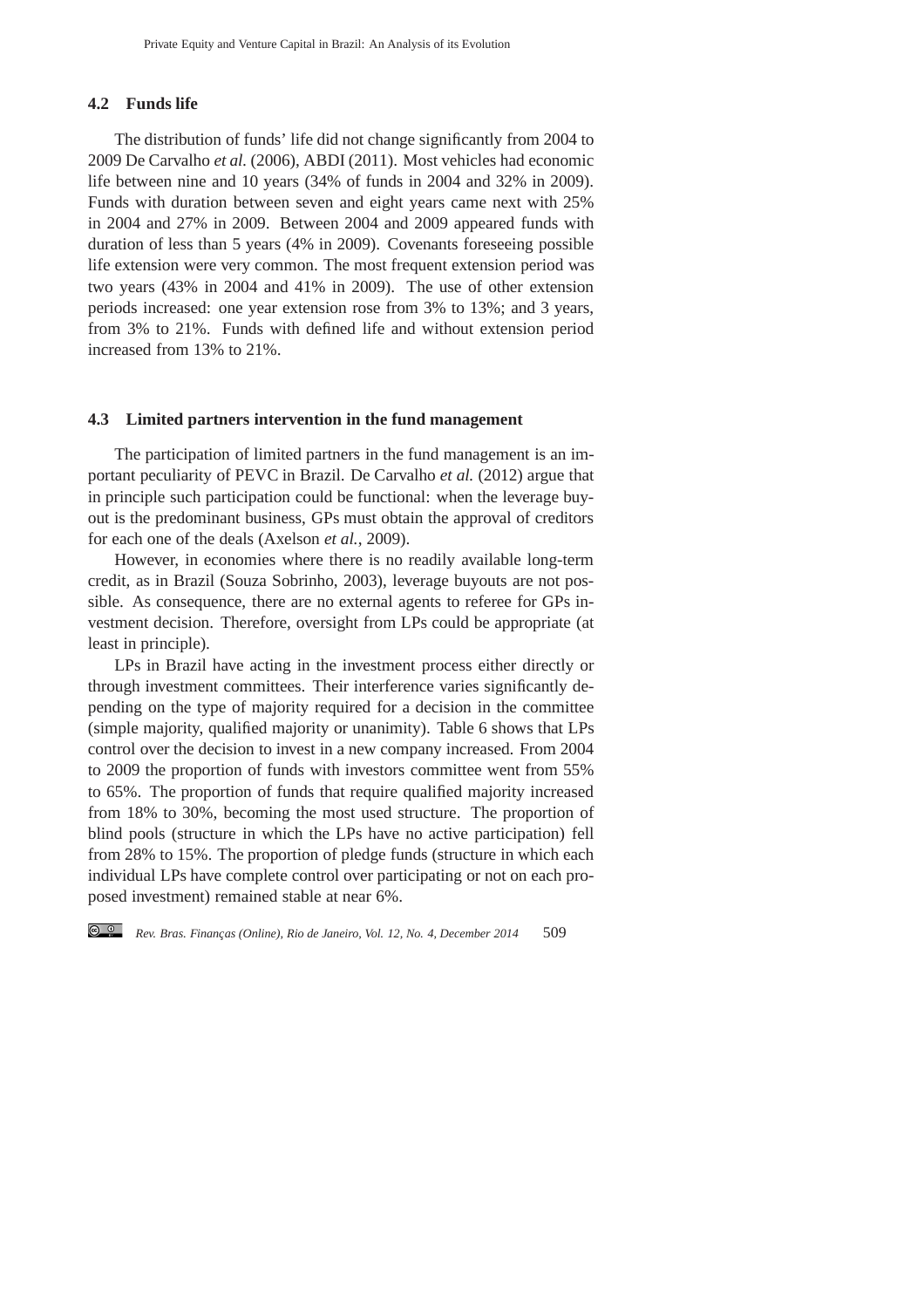### 4.2 Funds life

The distribution of funds' life did not change significantly from 2004 to 2009 De Carvalho *et al.* (2006), ABDI (2011). Most vehicles had economic life between nine and 10 years (34% of funds in 2004 and 32% in 2009). Funds with duration between seven and eight years came next with 25% in 2004 and 27% in 2009. Between 2004 and 2009 appeared funds with duration of less than 5 years (4% in 2009). Covenants foreseeing possible life extension were very common. The most frequent extension period was two years (43% in 2004 and 41% in 2009). The use of other extension periods increased: one year extension rose from 3% to 13%; and 3 years, from 3% to 21%. Funds with defined life and without extension period increased from 13% to 21%.

### 4.3 Limited partners intervention in the fund management

The participation of limited partners in the fund management is an important peculiarity of PEVC in Brazil. De Carvalho *et al.* (2012) argue that in principle such participation could be functional: when the leverage buyout is the predominant business, GPs must obtain the approval of creditors for each one of the deals (Axelson *et al.*, 2009).

However, in economies where there is no readily available long-term credit, as in Brazil (Souza Sobrinho, 2003), leverage buyouts are not possible. As consequence, there are no external agents to referee for GPs investment decision. Therefore, oversight from LPs could be appropriate (at least in principle).

LPs in Brazil have acting in the investment process either directly or through investment committees. Their interference varies significantly depending on the type of majority required for a decision in the committee (simple majority, qualified majority or unanimity). Table 6 shows that LPs control over the decision to invest in a new company increased. From 2004 to 2009 the proportion of funds with investors committee went from 55% to 65%. The proportion of funds that require qualified majority increased from 18% to 30%, becoming the most used structure. The proportion of blind pools (structure in which the LPs have no active participation) fell from 28% to 15%. The proportion of pledge funds (structure in which each individual LPs have complete control over participating or not on each proposed investment) remained stable at near 6%.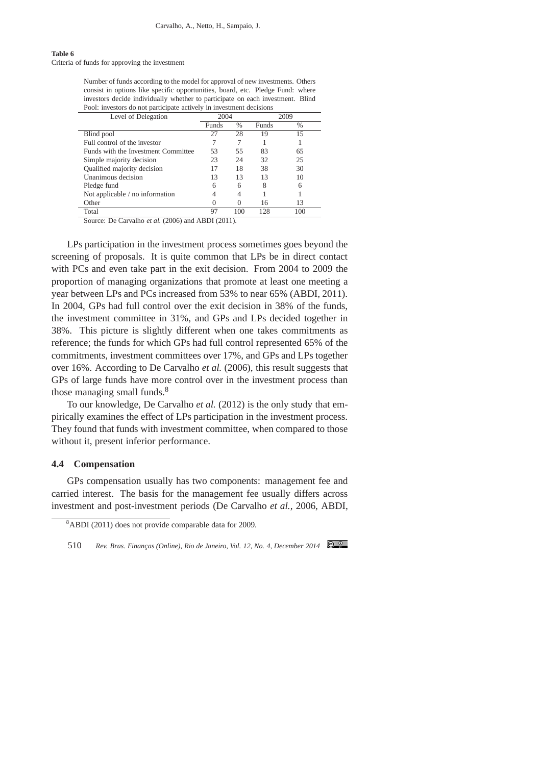**Table 6**
Criteria of funds for approving the investment

Number of funds according to the model for approval of new investments. Others consist in options like specific opportunities, board, etc. Pledge Fund: where investors decide individually whether to participate on each investment. Blind Pool: investors do not participate actively in investment decisions

| Level of Delegation | 2004 | | 2009 | |
|---|---|---|---|---|
| | Funds | % | Funds | % |
| Blind pool | 27 | 28 | 19 | 15 |
| Full control of the investor | 7 | 7 | 1 | 1 |
| Funds with the Investment Committee | 53 | 55 | 83 | 65 |
| Simple majority decision | 23 | 24 | 32 | 25 |
| Qualified majority decision | 17 | 18 | 38 | 30 |
| Unanimous decision | 13 | 13 | 13 | 10 |
| Pledge fund | 6 | 6 | 8 | 6 |
| Not applicable / no information | 4 | 4 | 1 | 1 |
| Other | 0 | 0 | 16 | 13 |
| Total | 97 | 100 | 128 | 100 |

Source: De Carvalho *et al.* (2006) and ABDI (2011).

LPs participation in the investment process sometimes goes beyond the screening of proposals. It is quite common that LPs be in direct contact with PCs and even take part in the exit decision. From 2004 to 2009 the proportion of managing organizations that promote at least one meeting a year between LPs and PCs increased from 53% to near 65% (ABDI, 2011). In 2004, GPs had full control over the exit decision in 38% of the funds, the investment committee in 31%, and GPs and LPs decided together in 38%. This picture is slightly different when one takes commitments as reference; the funds for which GPs had full control represented 65% of the commitments, investment committees over 17%, and GPs and LPs together over 16%. According to De Carvalho *et al.* (2006), this result suggests that GPs of large funds have more control over in the investment process than those managing small funds.[8]

To our knowledge, De Carvalho *et al.* (2012) is the only study that empirically examines the effect of LPs participation in the investment process. They found that funds with investment committee, when compared to those without it, present inferior performance.

### 4.4 Compensation

GPs compensation usually has two components: management fee and carried interest. The basis for the management fee usually differs across investment and post-investment periods (De Carvalho *et al.*, 2006, ABDI,

[8] ABDI (2011) does not provide comparable data for 2009.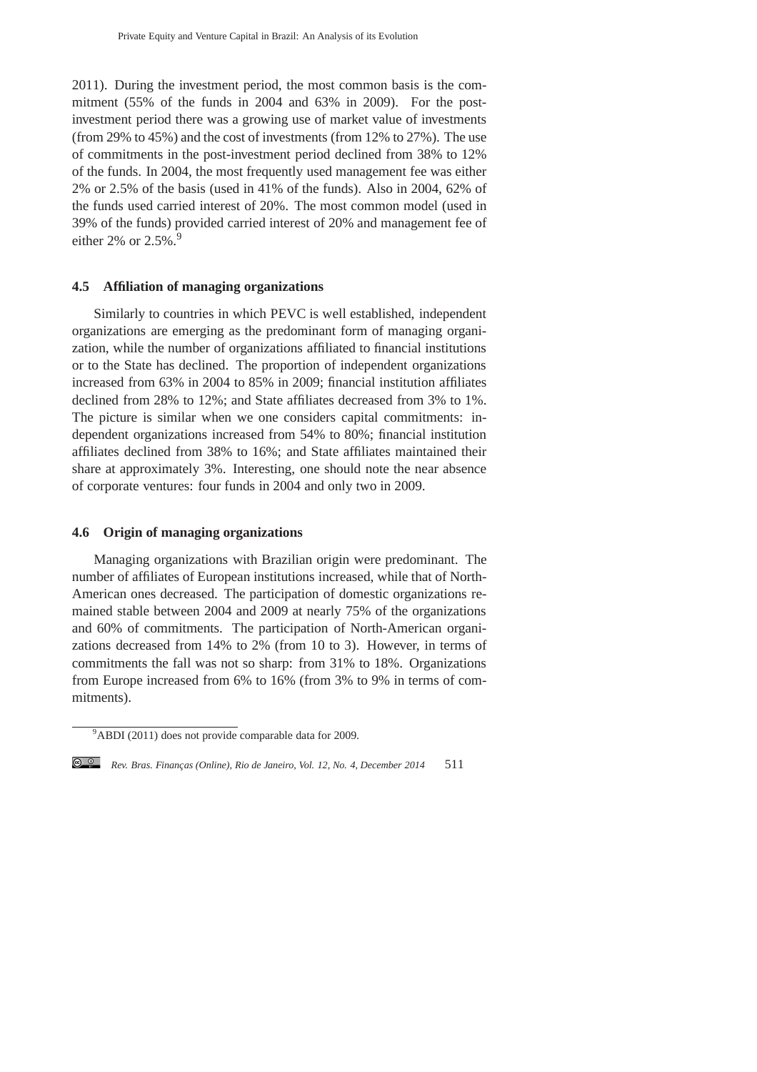2011). During the investment period, the most common basis is the commitment (55% of the funds in 2004 and 63% in 2009). For the post-investment period there was a growing use of market value of investments (from 29% to 45%) and the cost of investments (from 12% to 27%). The use of commitments in the post-investment period declined from 38% to 12% of the funds. In 2004, the most frequently used management fee was either 2% or 2.5% of the basis (used in 41% of the funds). Also in 2004, 62% of the funds used carried interest of 20%. The most common model (used in 39% of the funds) provided carried interest of 20% and management fee of either 2% or 2.5%.[9]

### 4.5 Affiliation of managing organizations

Similarly to countries in which PEVC is well established, independent organizations are emerging as the predominant form of managing organization, while the number of organizations affiliated to financial institutions or to the State has declined. The proportion of independent organizations increased from 63% in 2004 to 85% in 2009; financial institution affiliates declined from 28% to 12%; and State affiliates decreased from 3% to 1%. The picture is similar when we one considers capital commitments: independent organizations increased from 54% to 80%; financial institution affiliates declined from 38% to 16%; and State affiliates maintained their share at approximately 3%. Interesting, one should note the near absence of corporate ventures: four funds in 2004 and only two in 2009.

### 4.6 Origin of managing organizations

Managing organizations with Brazilian origin were predominant. The number of affiliates of European institutions increased, while that of North-American ones decreased. The participation of domestic organizations remained stable between 2004 and 2009 at nearly 75% of the organizations and 60% of commitments. The participation of North-American organizations decreased from 14% to 2% (from 10 to 3). However, in terms of commitments the fall was not so sharp: from 31% to 18%. Organizations from Europe increased from 6% to 16% (from 3% to 9% in terms of commitments).

[9] ABDI (2011) does not provide comparable data for 2009.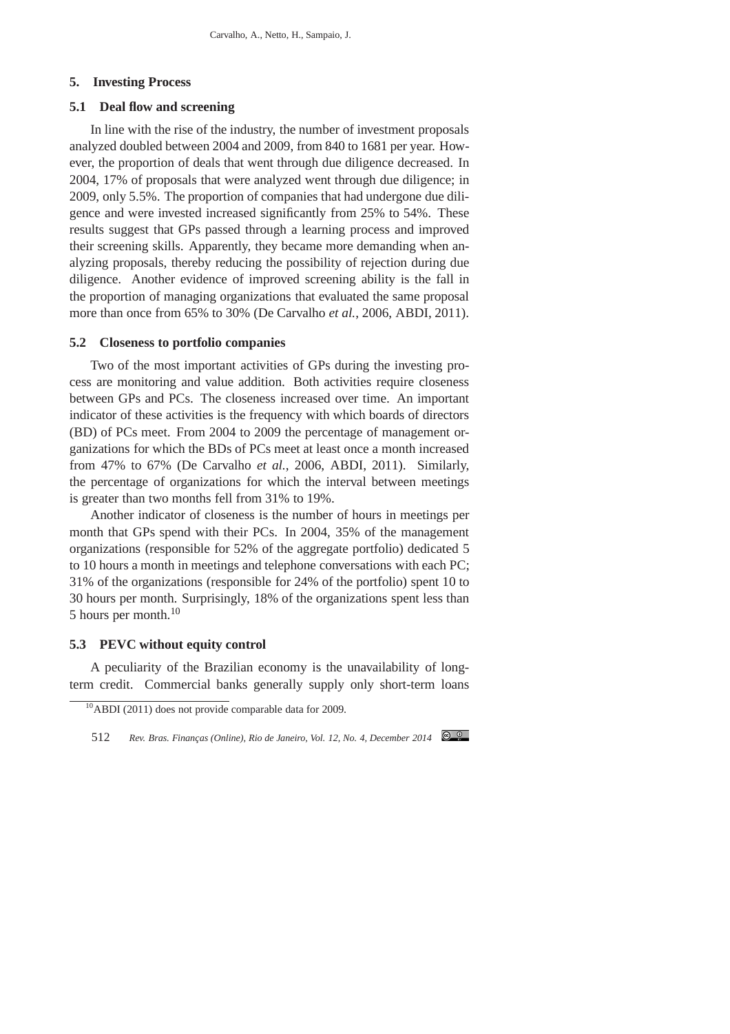## 5. Investing Process

### 5.1 Deal flow and screening

In line with the rise of the industry, the number of investment proposals analyzed doubled between 2004 and 2009, from 840 to 1681 per year. However, the proportion of deals that went through due diligence decreased. In 2004, 17% of proposals that were analyzed went through due diligence; in 2009, only 5.5%. The proportion of companies that had undergone due diligence and were invested increased significantly from 25% to 54%. These results suggest that GPs passed through a learning process and improved their screening skills. Apparently, they became more demanding when analyzing proposals, thereby reducing the possibility of rejection during due diligence. Another evidence of improved screening ability is the fall in the proportion of managing organizations that evaluated the same proposal more than once from 65% to 30% (De Carvalho *et al.*, 2006, ABDI, 2011).

### 5.2 Closeness to portfolio companies

Two of the most important activities of GPs during the investing process are monitoring and value addition. Both activities require closeness between GPs and PCs. The closeness increased over time. An important indicator of these activities is the frequency with which boards of directors (BD) of PCs meet. From 2004 to 2009 the percentage of management organizations for which the BDs of PCs meet at least once a month increased from 47% to 67% (De Carvalho *et al.*, 2006, ABDI, 2011). Similarly, the percentage of organizations for which the interval between meetings is greater than two months fell from 31% to 19%.

Another indicator of closeness is the number of hours in meetings per month that GPs spend with their PCs. In 2004, 35% of the management organizations (responsible for 52% of the aggregate portfolio) dedicated 5 to 10 hours a month in meetings and telephone conversations with each PC; 31% of the organizations (responsible for 24% of the portfolio) spent 10 to 30 hours per month. Surprisingly, 18% of the organizations spent less than 5 hours per month.[10]

### 5.3 PEVC without equity control

A peculiarity of the Brazilian economy is the unavailability of long-term credit. Commercial banks generally supply only short-term loans

[10] ABDI (2011) does not provide comparable data for 2009.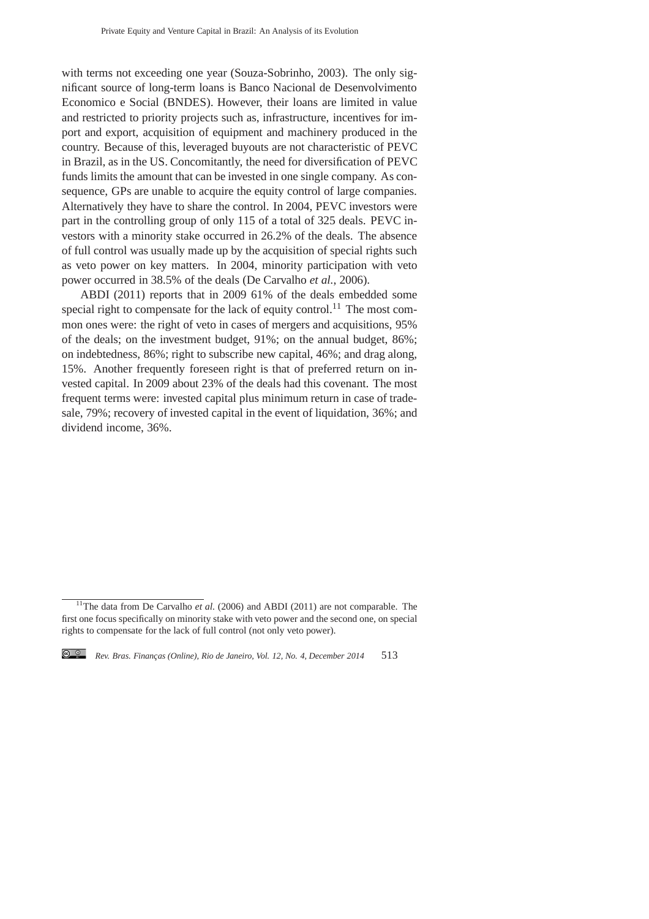with terms not exceeding one year (Souza-Sobrinho, 2003). The only significant source of long-term loans is Banco Nacional de Desenvolvimento Economico e Social (BNDES). However, their loans are limited in value and restricted to priority projects such as, infrastructure, incentives for import and export, acquisition of equipment and machinery produced in the country. Because of this, leveraged buyouts are not characteristic of PEVC in Brazil, as in the US. Concomitantly, the need for diversification of PEVC funds limits the amount that can be invested in one single company. As consequence, GPs are unable to acquire the equity control of large companies. Alternatively they have to share the control. In 2004, PEVC investors were part in the controlling group of only 115 of a total of 325 deals. PEVC investors with a minority stake occurred in 26.2% of the deals. The absence of full control was usually made up by the acquisition of special rights such as veto power on key matters. In 2004, minority participation with veto power occurred in 38.5% of the deals (De Carvalho *et al.*, 2006).

ABDI (2011) reports that in 2009 61% of the deals embedded some special right to compensate for the lack of equity control.[11] The most common ones were: the right of veto in cases of mergers and acquisitions, 95% of the deals; on the investment budget, 91%; on the annual budget, 86%; on indebtedness, 86%; right to subscribe new capital, 46%; and drag along, 15%. Another frequently foreseen right is that of preferred return on invested capital. In 2009 about 23% of the deals had this covenant. The most frequent terms were: invested capital plus minimum return in case of tradesale, 79%; recovery of invested capital in the event of liquidation, 36%; and dividend income, 36%.

[11] The data from De Carvalho *et al.* (2006) and ABDI (2011) are not comparable. The first one focus specifically on minority stake with veto power and the second one, on special rights to compensate for the lack of full control (not only veto power).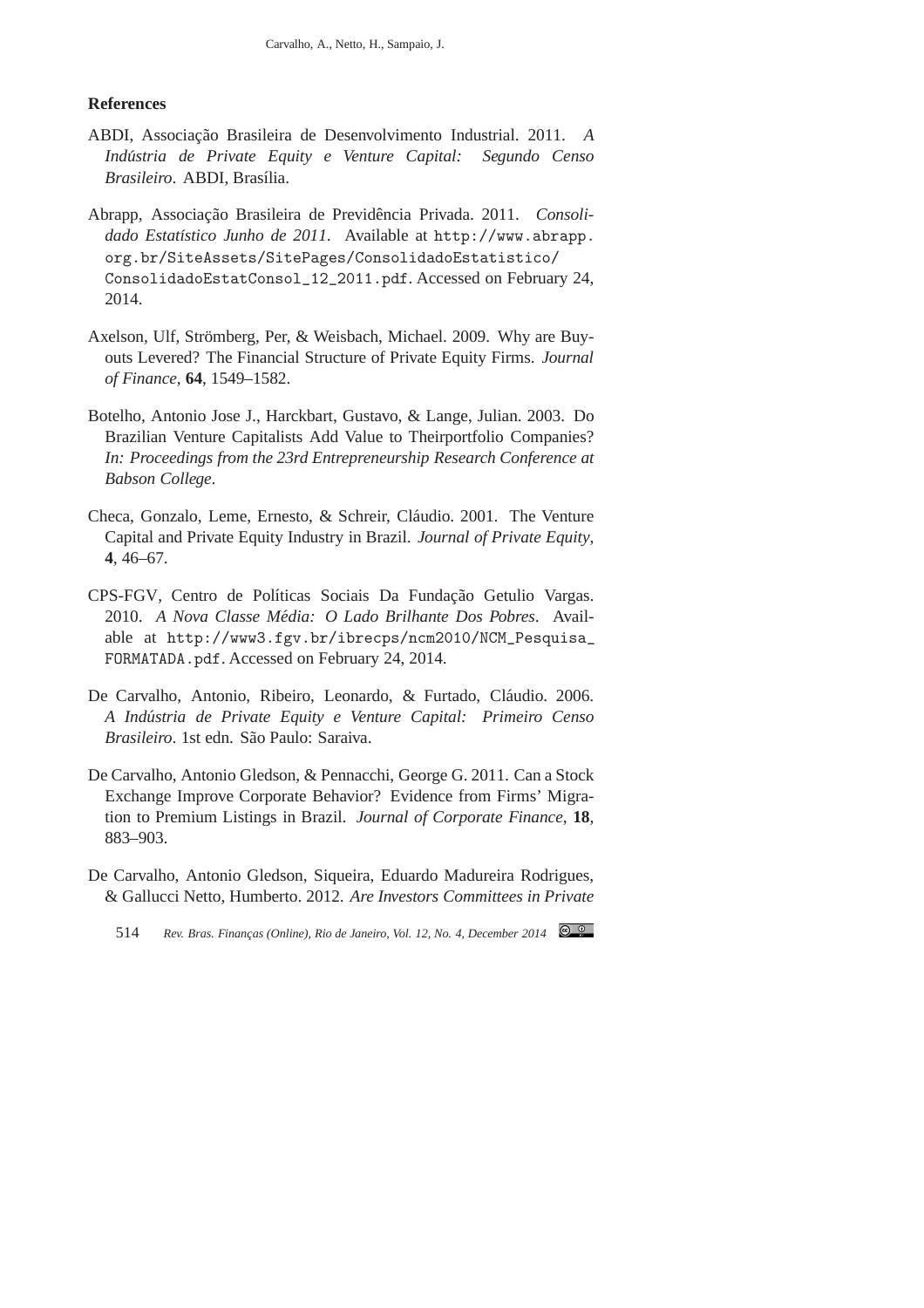## References

ABDI, Associação Brasileira de Desenvolvimento Industrial. 2011. *A Indústria de Private Equity e Venture Capital: Segundo Censo Brasileiro*. ABDI, Brasília.

Abrapp, Associação Brasileira de Previdência Privada. 2011. *Consolidado Estatístico Junho de 2011*. Available at http://www.abrapp.org.br/SiteAssets/SitePages/ConsolidadoEstatistico/ConsolidadoEstatConsol_12_2011.pdf. Accessed on February 24, 2014.

Axelson, Ulf, Strömberg, Per, & Weisbach, Michael. 2009. Why are Buyouts Levered? The Financial Structure of Private Equity Firms. *Journal of Finance*, **64**, 1549–1582.

Botelho, Antonio Jose J., Harckbart, Gustavo, & Lange, Julian. 2003. Do Brazilian Venture Capitalists Add Value to Theirportfolio Companies? *In: Proceedings from the 23rd Entrepreneurship Research Conference at Babson College*.

Checa, Gonzalo, Leme, Ernesto, & Schreir, Cláudio. 2001. The Venture Capital and Private Equity Industry in Brazil. *Journal of Private Equity*, **4**, 46–67.

CPS-FGV, Centro de Políticas Sociais Da Fundação Getulio Vargas. 2010. *A Nova Classe Média: O Lado Brilhante Dos Pobres*. Available at http://www3.fgv.br/ibrecps/ncm2010/NCM_Pesquisa_FORMATADA.pdf. Accessed on February 24, 2014.

De Carvalho, Antonio, Ribeiro, Leonardo, & Furtado, Cláudio. 2006. *A Indústria de Private Equity e Venture Capital: Primeiro Censo Brasileiro*. 1st edn. São Paulo: Saraiva.

De Carvalho, Antonio Gledson, & Pennacchi, George G. 2011. Can a Stock Exchange Improve Corporate Behavior? Evidence from Firms' Migration to Premium Listings in Brazil. *Journal of Corporate Finance*, **18**, 883–903.

De Carvalho, Antonio Gledson, Siqueira, Eduardo Madureira Rodrigues, & Gallucci Netto, Humberto. 2012. *Are Investors Committees in Private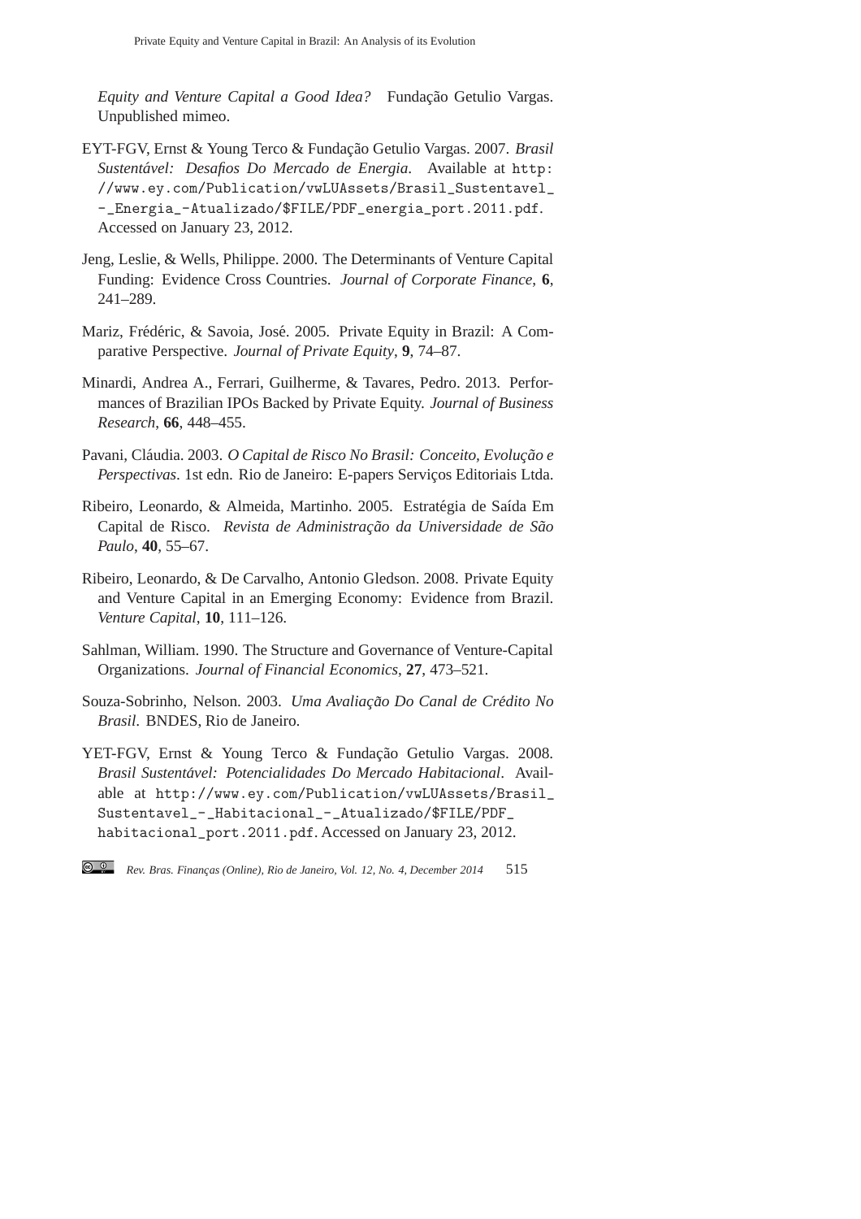*Equity and Venture Capital a Good Idea?* Fundação Getulio Vargas. Unpublished mimeo.

EYT-FGV, Ernst & Young Terco & Fundação Getulio Vargas. 2007. *Brasil Sustentável: Desafios Do Mercado de Energia*. Available at http://www.ey.com/Publication/vwLUAssets/Brasil_Sustentavel_-_Energia_-Atualizado/$FILE/PDF_energia_port.2011.pdf. Accessed on January 23, 2012.

Jeng, Leslie, & Wells, Philippe. 2000. The Determinants of Venture Capital Funding: Evidence Cross Countries. *Journal of Corporate Finance*, **6**, 241–289.

Mariz, Frédéric, & Savoia, José. 2005. Private Equity in Brazil: A Comparative Perspective. *Journal of Private Equity*, **9**, 74–87.

Minardi, Andrea A., Ferrari, Guilherme, & Tavares, Pedro. 2013. Performances of Brazilian IPOs Backed by Private Equity. *Journal of Business Research*, **66**, 448–455.

Pavani, Cláudia. 2003. *O Capital de Risco No Brasil: Conceito, Evolução e Perspectivas*. 1st edn. Rio de Janeiro: E-papers Serviços Editoriais Ltda.

Ribeiro, Leonardo, & Almeida, Martinho. 2005. Estratégia de Saída Em Capital de Risco. *Revista de Administração da Universidade de São Paulo*, **40**, 55–67.

Ribeiro, Leonardo, & De Carvalho, Antonio Gledson. 2008. Private Equity and Venture Capital in an Emerging Economy: Evidence from Brazil. *Venture Capital*, **10**, 111–126.

Sahlman, William. 1990. The Structure and Governance of Venture-Capital Organizations. *Journal of Financial Economics*, **27**, 473–521.

Souza-Sobrinho, Nelson. 2003. *Uma Avaliação Do Canal de Crédito No Brasil*. BNDES, Rio de Janeiro.

YET-FGV, Ernst & Young Terco & Fundação Getulio Vargas. 2008. *Brasil Sustentável: Potencialidades Do Mercado Habitacional*. Available at http://www.ey.com/Publication/vwLUAssets/Brasil_Sustentavel_-_Habitacional_-_Atualizado/$FILE/PDF_habitacional_port.2011.pdf. Accessed on January 23, 2012.